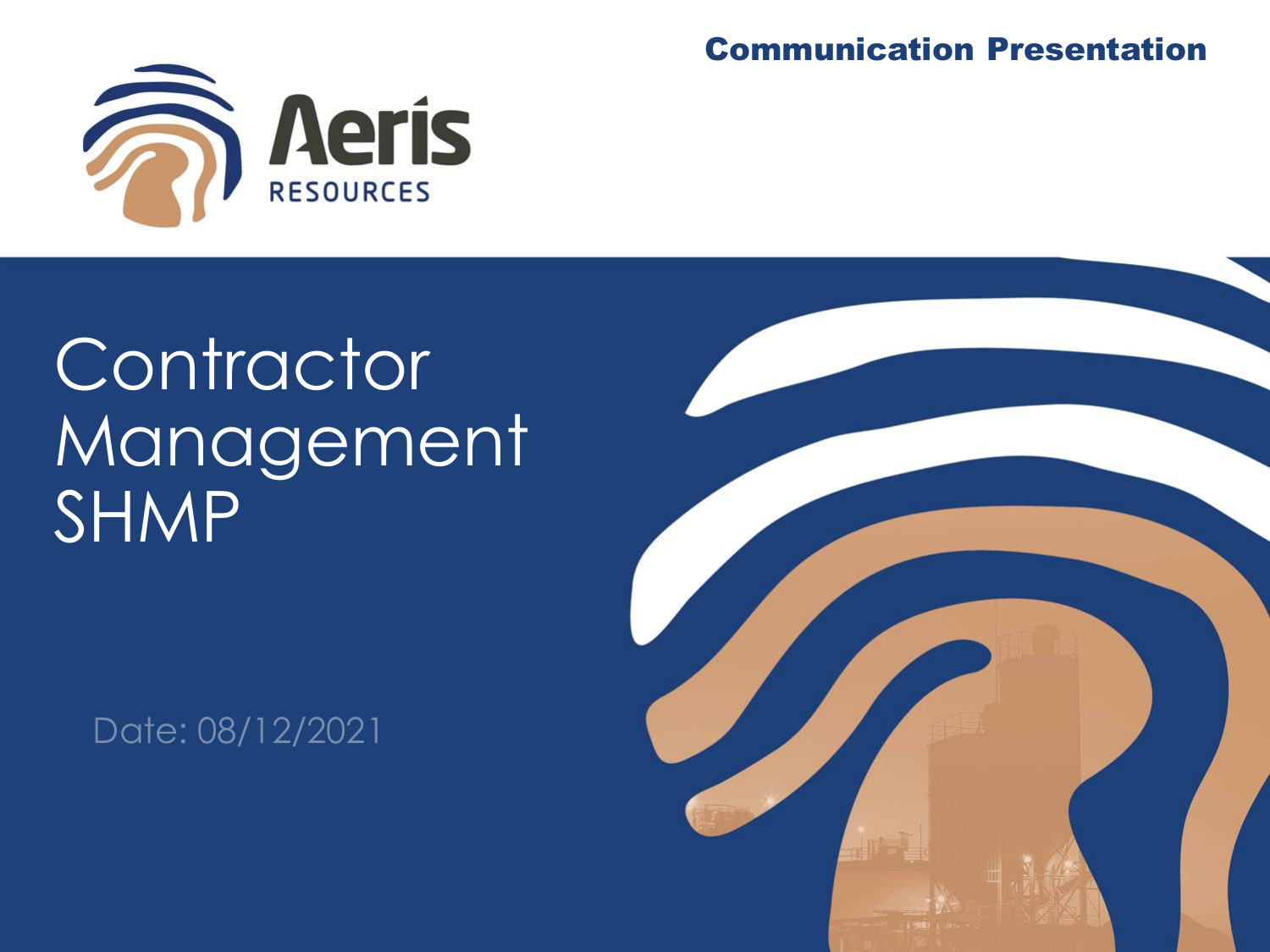Communication Presentation

Aeris RESOURCES

# Contractor Management SHMP

Date: 08/12/2021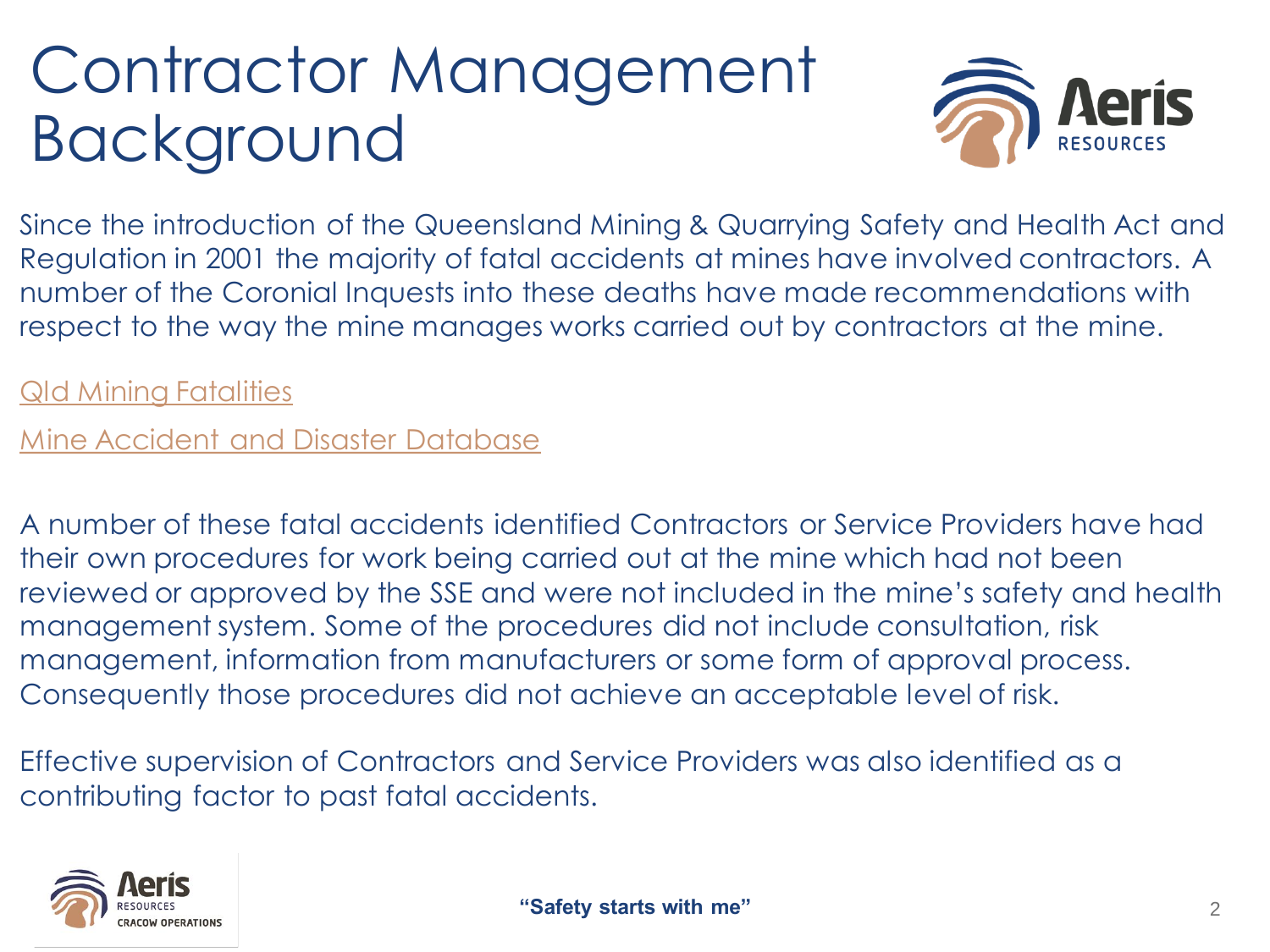# Contractor Management Background

Since the introduction of the Queensland Mining & Quarrying Safety and Health Act and Regulation in 2001 the majority of fatal accidents at mines have involved contractors. A number of the Coronial Inquests into these deaths have made recommendations with respect to the way the mine manages works carried out by contractors at the mine.

Qld Mining Fatalities

Mine Accident and Disaster Database

A number of these fatal accidents identified Contractors or Service Providers have had their own procedures for work being carried out at the mine which had not been reviewed or approved by the SSE and were not included in the mine's safety and health management system. Some of the procedures did not include consultation, risk management, information from manufacturers or some form of approval process. Consequently those procedures did not achieve an acceptable level of risk.

Effective supervision of Contractors and Service Providers was also identified as a contributing factor to past fatal accidents.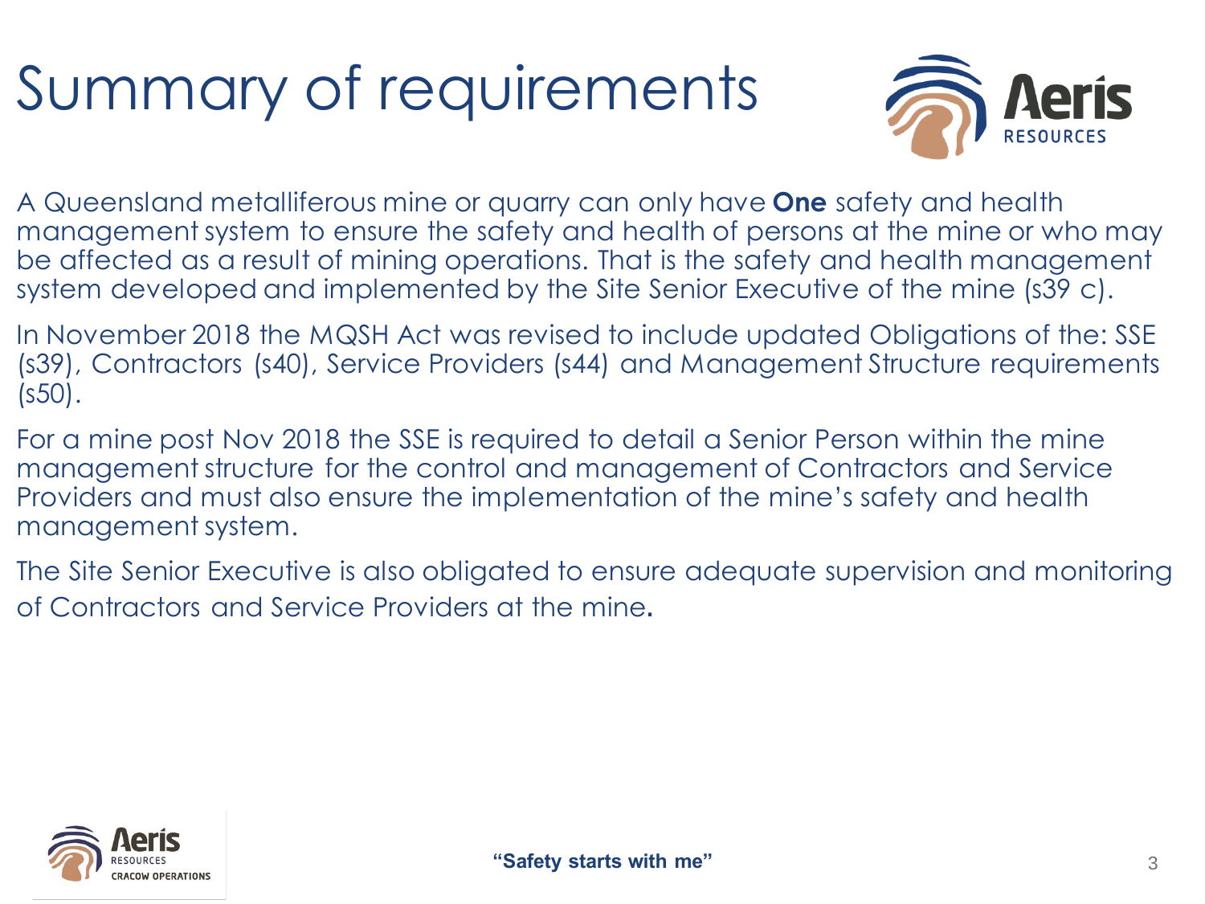# Summary of requirements

A Queensland metalliferous mine or quarry can only have **One** safety and health management system to ensure the safety and health of persons at the mine or who may be affected as a result of mining operations. That is the safety and health management system developed and implemented by the Site Senior Executive of the mine (s39 c).

In November 2018 the MQSH Act was revised to include updated Obligations of the: SSE (s39), Contractors (s40), Service Providers (s44) and Management Structure requirements (s50).

For a mine post Nov 2018 the SSE is required to detail a Senior Person within the mine management structure for the control and management of Contractors and Service Providers and must also ensure the implementation of the mine's safety and health management system.

The Site Senior Executive is also obligated to ensure adequate supervision and monitoring of Contractors and Service Providers at the mine.

**"Safety starts with me"**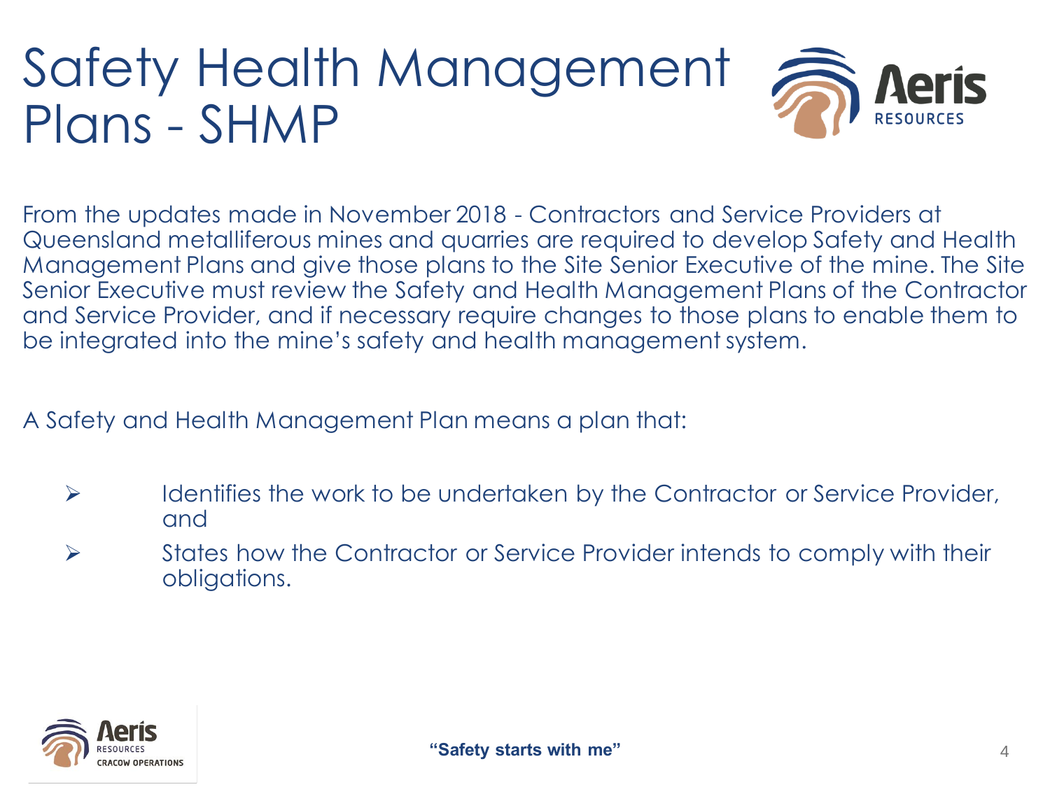# Safety Health Management Plans - SHMP

From the updates made in November 2018 - Contractors and Service Providers at Queensland metalliferous mines and quarries are required to develop Safety and Health Management Plans and give those plans to the Site Senior Executive of the mine. The Site Senior Executive must review the Safety and Health Management Plans of the Contractor and Service Provider, and if necessary require changes to those plans to enable them to be integrated into the mine's safety and health management system.

A Safety and Health Management Plan means a plan that:

- Identifies the work to be undertaken by the Contractor or Service Provider, and
- States how the Contractor or Service Provider intends to comply with their obligations.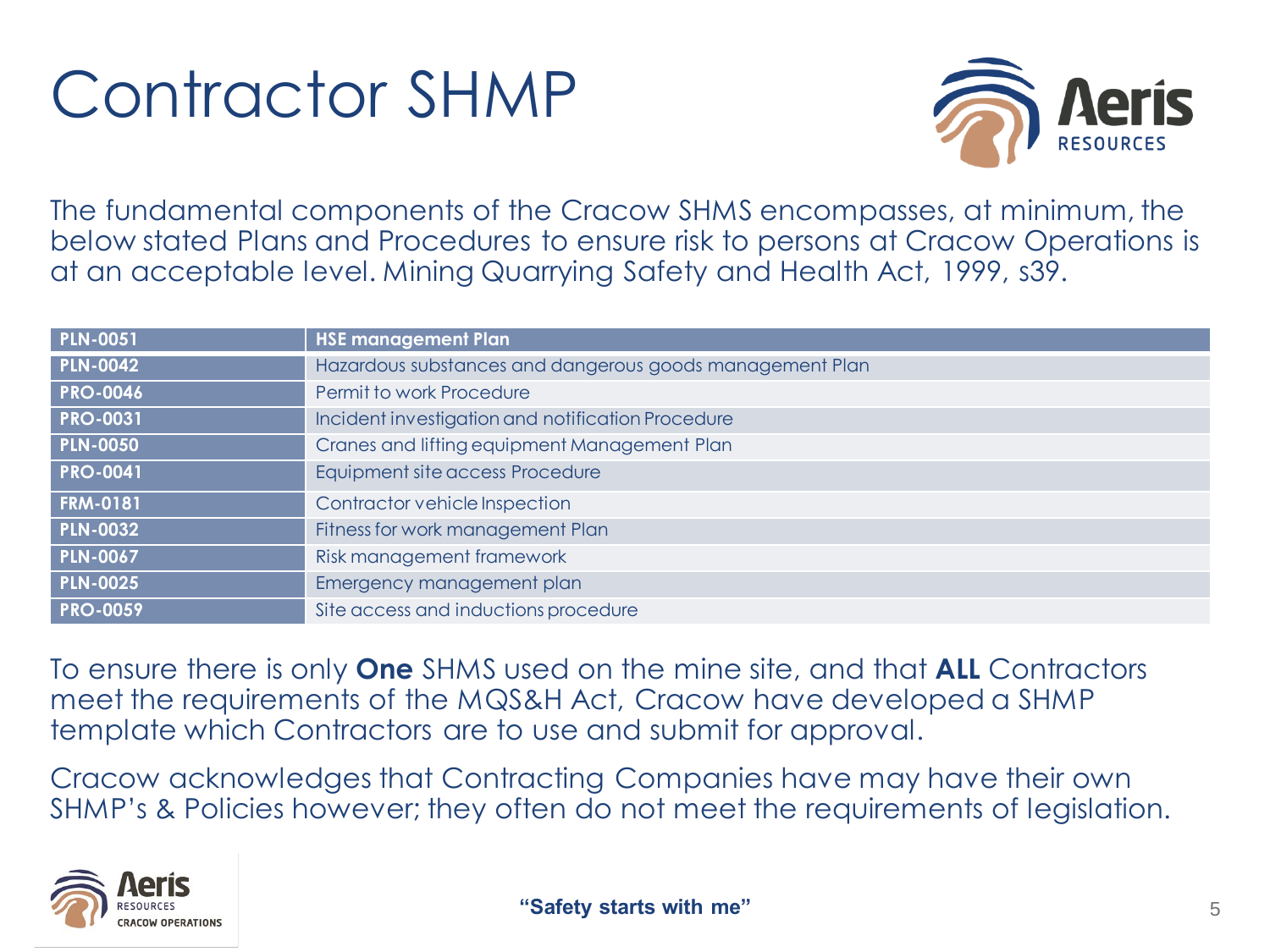# Contractor SHMP

The fundamental components of the Cracow SHMS encompasses, at minimum, the below stated Plans and Procedures to ensure risk to persons at Cracow Operations is at an acceptable level. Mining Quarrying Safety and Health Act, 1999, s39.

| PLN-0051 | HSE management Plan |
|---|---|
| PLN-0042 | Hazardous substances and dangerous goods management Plan |
| PRO-0046 | Permit to work Procedure |
| PRO-0031 | Incident investigation and notification Procedure |
| PLN-0050 | Cranes and lifting equipment Management Plan |
| PRO-0041 | Equipment site access Procedure |
| FRM-0181 | Contractor vehicle Inspection |
| PLN-0032 | Fitness for work management Plan |
| PLN-0067 | Risk management framework |
| PLN-0025 | Emergency management plan |
| PRO-0059 | Site access and inductions procedure |

To ensure there is only **One** SHMS used on the mine site, and that **ALL** Contractors meet the requirements of the MQS&H Act, Cracow have developed a SHMP template which Contractors are to use and submit for approval.

Cracow acknowledges that Contracting Companies have may have their own SHMP's & Policies however; they often do not meet the requirements of legislation.

**"Safety starts with me"**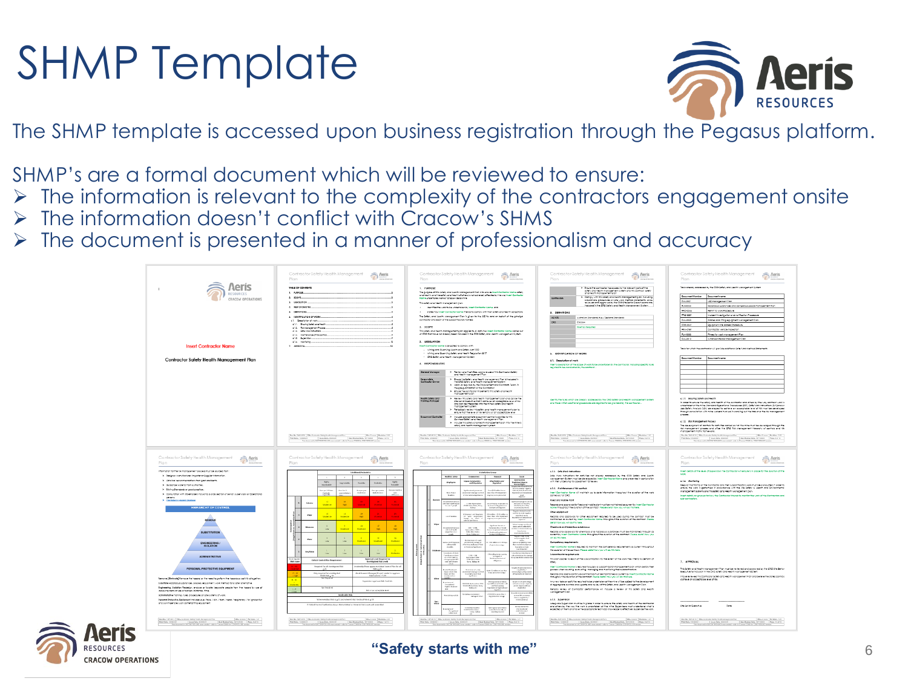# SHMP Template

The SHMP template is accessed upon business registration through the Pegasus platform.

SHMP's are a formal document which will be reviewed to ensure:

- The information is relevant to the complexity of the contractors engagement onsite
- The information doesn't conflict with Cracow's SHMS
- The document is presented in a manner of professionalism and accuracy

"Safety starts with me"